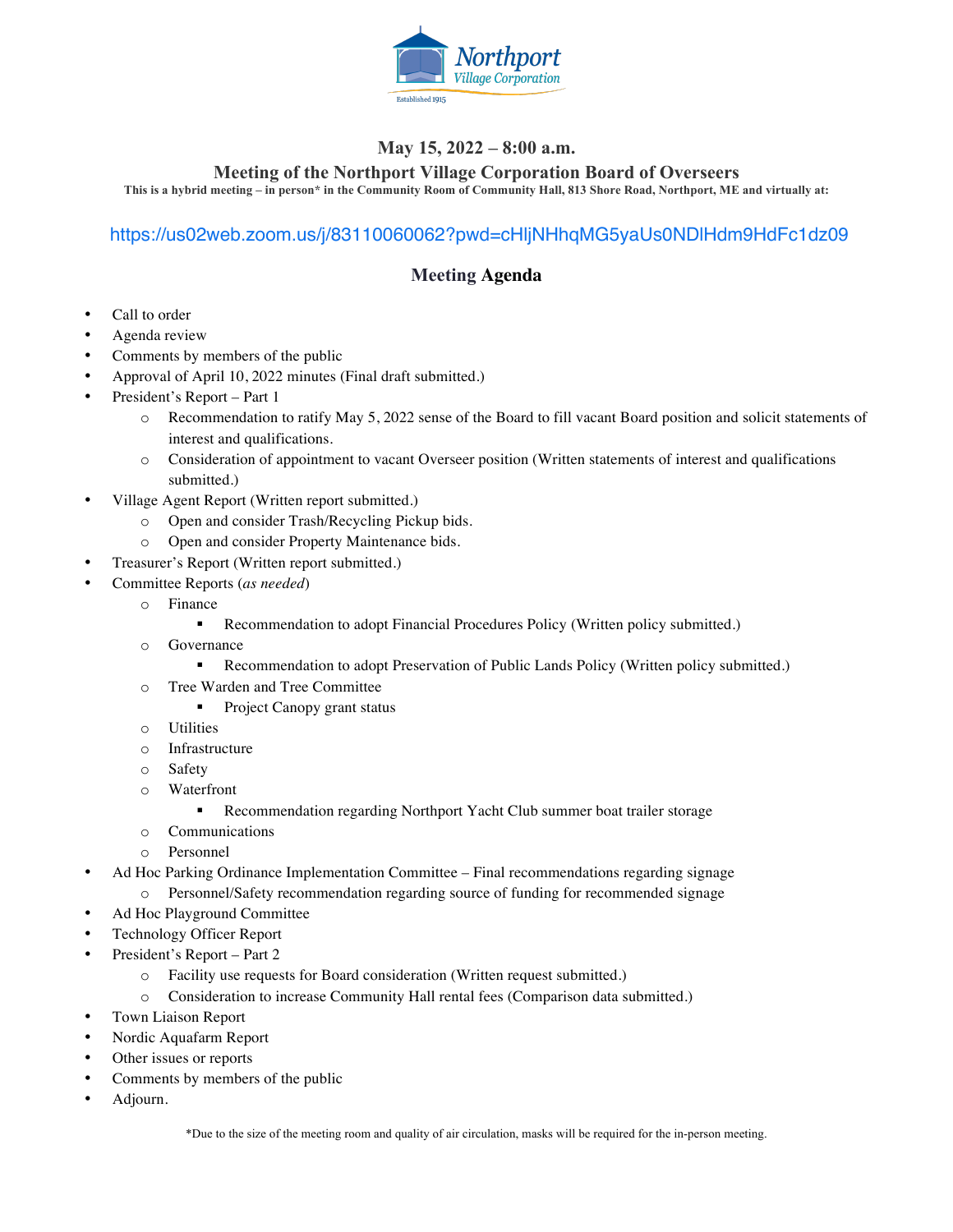Northport Village Corporation

Established 1915

## May 15, 2022 – 8:00 a.m.

## Meeting of the Northport Village Corporation Board of Overseers

**This is a hybrid meeting – in person* in the Community Room of Community Hall, 813 Shore Road, Northport, ME and virtually at:**

https://us02web.zoom.us/j/83110060062?pwd=cHljNHhqMG5yaUs0NDlHdm9HdFc1dz09

### Meeting Agenda

- Call to order
- Agenda review
- Comments by members of the public
- Approval of April 10, 2022 minutes (Final draft submitted.)
- President's Report – Part 1
  - Recommendation to ratify May 5, 2022 sense of the Board to fill vacant Board position and solicit statements of interest and qualifications.
  - Consideration of appointment to vacant Overseer position (Written statements of interest and qualifications submitted.)
- Village Agent Report (Written report submitted.)
  - Open and consider Trash/Recycling Pickup bids.
  - Open and consider Property Maintenance bids.
- Treasurer's Report (Written report submitted.)
- Committee Reports (*as needed*)
  - Finance
    - Recommendation to adopt Financial Procedures Policy (Written policy submitted.)
  - Governance
    - Recommendation to adopt Preservation of Public Lands Policy (Written policy submitted.)
  - Tree Warden and Tree Committee
    - Project Canopy grant status
  - Utilities
  - Infrastructure
  - Safety
  - Waterfront
    - Recommendation regarding Northport Yacht Club summer boat trailer storage
  - Communications
  - Personnel
- Ad Hoc Parking Ordinance Implementation Committee – Final recommendations regarding signage
  - Personnel/Safety recommendation regarding source of funding for recommended signage
- Ad Hoc Playground Committee
- Technology Officer Report
- President's Report – Part 2
  - Facility use requests for Board consideration (Written request submitted.)
  - Consideration to increase Community Hall rental fees (Comparison data submitted.)
- Town Liaison Report
- Nordic Aquafarm Report
- Other issues or reports
- Comments by members of the public
- Adjourn.

*Due to the size of the meeting room and quality of air circulation, masks will be required for the in-person meeting.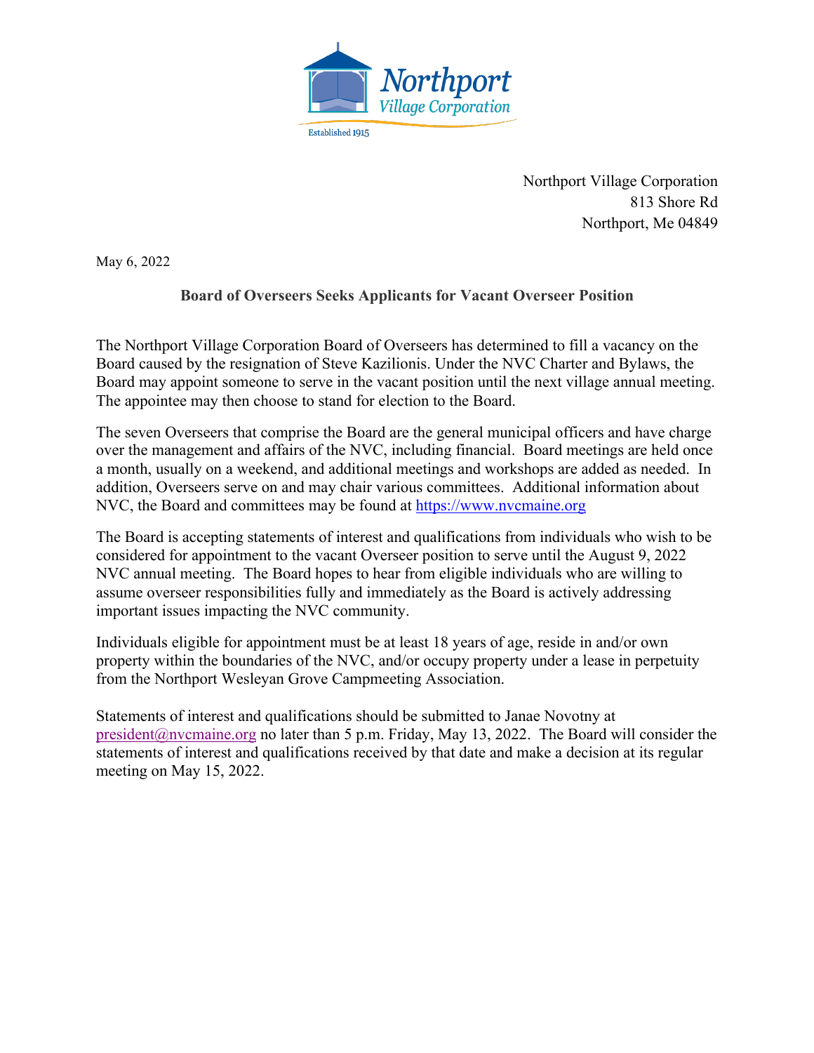Northport Village Corporation
Established 1915

Northport Village Corporation
813 Shore Rd
Northport, Me 04849

May 6, 2022

**Board of Overseers Seeks Applicants for Vacant Overseer Position**

The Northport Village Corporation Board of Overseers has determined to fill a vacancy on the Board caused by the resignation of Steve Kazilionis. Under the NVC Charter and Bylaws, the Board may appoint someone to serve in the vacant position until the next village annual meeting. The appointee may then choose to stand for election to the Board.

The seven Overseers that comprise the Board are the general municipal officers and have charge over the management and affairs of the NVC, including financial. Board meetings are held once a month, usually on a weekend, and additional meetings and workshops are added as needed. In addition, Overseers serve on and may chair various committees. Additional information about NVC, the Board and committees may be found at https://www.nvcmaine.org

The Board is accepting statements of interest and qualifications from individuals who wish to be considered for appointment to the vacant Overseer position to serve until the August 9, 2022 NVC annual meeting. The Board hopes to hear from eligible individuals who are willing to assume overseer responsibilities fully and immediately as the Board is actively addressing important issues impacting the NVC community.

Individuals eligible for appointment must be at least 18 years of age, reside in and/or own property within the boundaries of the NVC, and/or occupy property under a lease in perpetuity from the Northport Wesleyan Grove Campmeeting Association.

Statements of interest and qualifications should be submitted to Janae Novotny at president@nvcmaine.org no later than 5 p.m. Friday, May 13, 2022. The Board will consider the statements of interest and qualifications received by that date and make a decision at its regular meeting on May 15, 2022.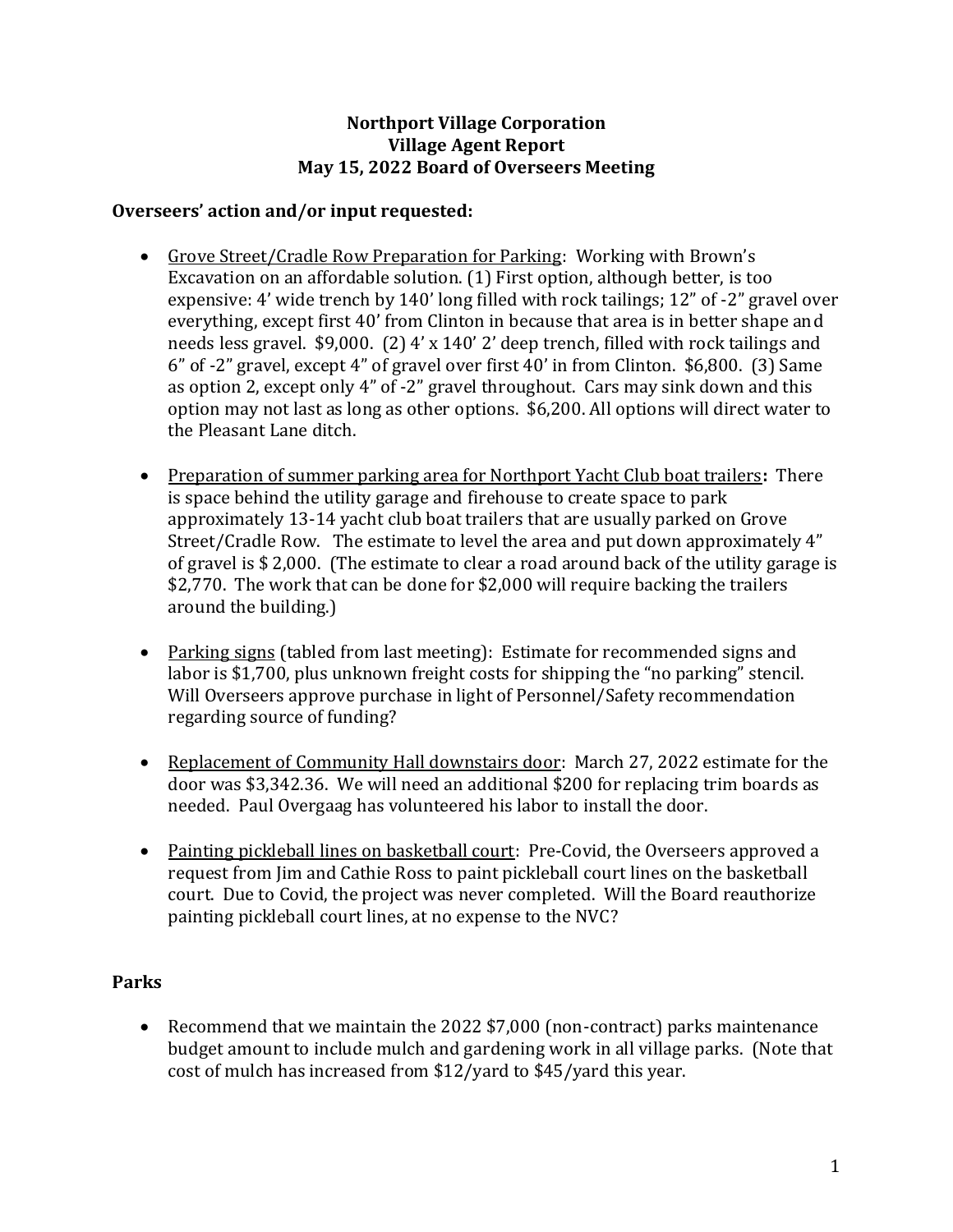**Northport Village Corporation**
**Village Agent Report**
**May 15, 2022 Board of Overseers Meeting**

## Overseers' action and/or input requested:

- Grove Street/Cradle Row Preparation for Parking: Working with Brown's Excavation on an affordable solution. (1) First option, although better, is too expensive: 4' wide trench by 140' long filled with rock tailings; 12" of -2" gravel over everything, except first 40' from Clinton in because that area is in better shape and needs less gravel. $9,000. (2) 4' x 140' 2' deep trench, filled with rock tailings and 6" of -2" gravel, except 4" of gravel over first 40' in from Clinton. $6,800. (3) Same as option 2, except only 4" of -2" gravel throughout. Cars may sink down and this option may not last as long as other options. $6,200. All options will direct water to the Pleasant Lane ditch.

- Preparation of summer parking area for Northport Yacht Club boat trailers**:** There is space behind the utility garage and firehouse to create space to park approximately 13-14 yacht club boat trailers that are usually parked on Grove Street/Cradle Row. The estimate to level the area and put down approximately 4" of gravel is $ 2,000. (The estimate to clear a road around back of the utility garage is $2,770. The work that can be done for $2,000 will require backing the trailers around the building.)

- Parking signs (tabled from last meeting): Estimate for recommended signs and labor is $1,700, plus unknown freight costs for shipping the "no parking" stencil. Will Overseers approve purchase in light of Personnel/Safety recommendation regarding source of funding?

- Replacement of Community Hall downstairs door: March 27, 2022 estimate for the door was $3,342.36. We will need an additional $200 for replacing trim boards as needed. Paul Overgaag has volunteered his labor to install the door.

- Painting pickleball lines on basketball court: Pre-Covid, the Overseers approved a request from Jim and Cathie Ross to paint pickleball court lines on the basketball court. Due to Covid, the project was never completed. Will the Board reauthorize painting pickleball court lines, at no expense to the NVC?

## Parks

- Recommend that we maintain the 2022 $7,000 (non-contract) parks maintenance budget amount to include mulch and gardening work in all village parks. (Note that cost of mulch has increased from $12/yard to $45/yard this year.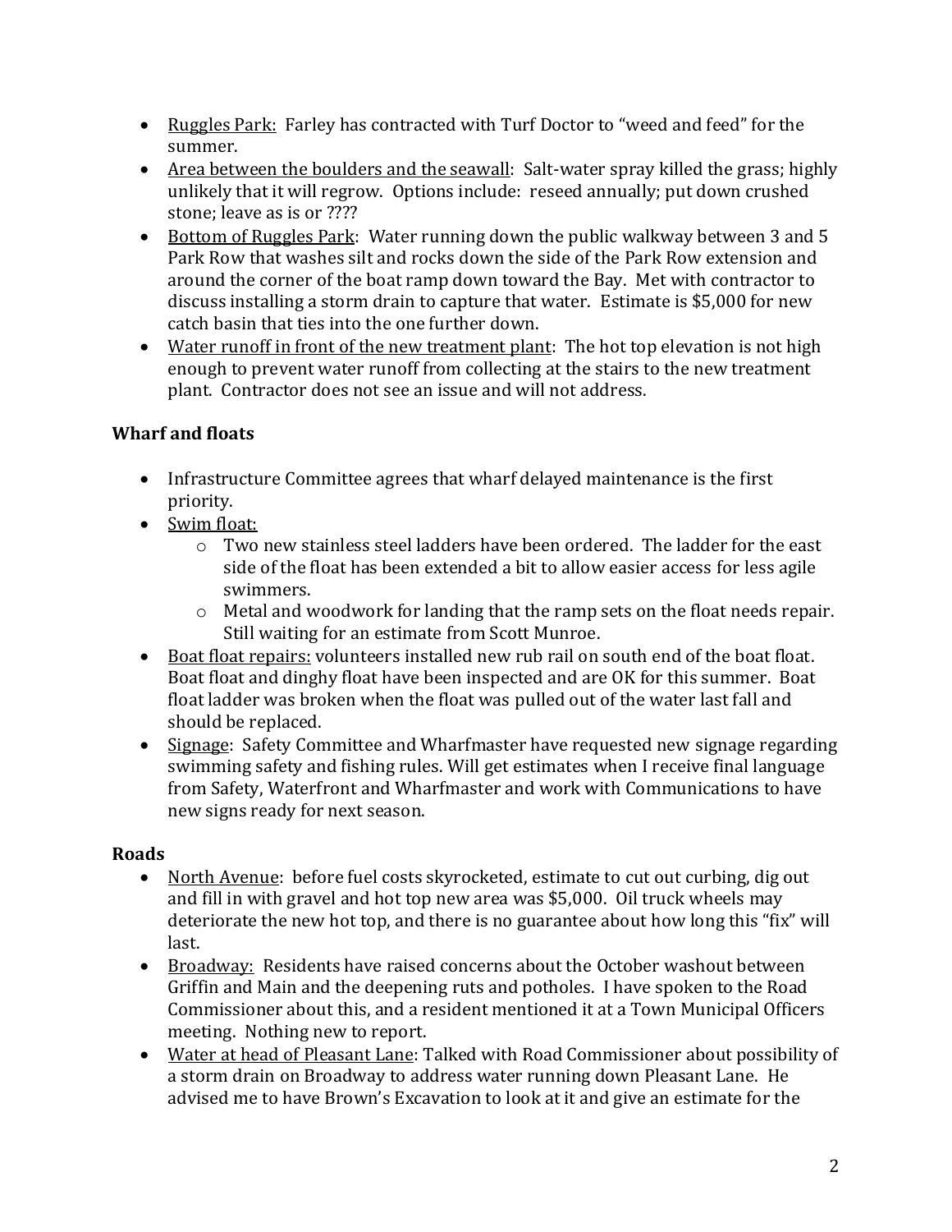- Ruggles Park: Farley has contracted with Turf Doctor to "weed and feed" for the summer.
- Area between the boulders and the seawall: Salt-water spray killed the grass; highly unlikely that it will regrow. Options include: reseed annually; put down crushed stone; leave as is or ????
- Bottom of Ruggles Park: Water running down the public walkway between 3 and 5 Park Row that washes silt and rocks down the side of the Park Row extension and around the corner of the boat ramp down toward the Bay. Met with contractor to discuss installing a storm drain to capture that water. Estimate is $5,000 for new catch basin that ties into the one further down.
- Water runoff in front of the new treatment plant: The hot top elevation is not high enough to prevent water runoff from collecting at the stairs to the new treatment plant. Contractor does not see an issue and will not address.

**Wharf and floats**

- Infrastructure Committee agrees that wharf delayed maintenance is the first priority.
- Swim float:
  - Two new stainless steel ladders have been ordered. The ladder for the east side of the float has been extended a bit to allow easier access for less agile swimmers.
  - Metal and woodwork for landing that the ramp sets on the float needs repair. Still waiting for an estimate from Scott Munroe.
- Boat float repairs: volunteers installed new rub rail on south end of the boat float. Boat float and dinghy float have been inspected and are OK for this summer. Boat float ladder was broken when the float was pulled out of the water last fall and should be replaced.
- Signage: Safety Committee and Wharfmaster have requested new signage regarding swimming safety and fishing rules. Will get estimates when I receive final language from Safety, Waterfront and Wharfmaster and work with Communications to have new signs ready for next season.

**Roads**

- North Avenue: before fuel costs skyrocketed, estimate to cut out curbing, dig out and fill in with gravel and hot top new area was $5,000. Oil truck wheels may deteriorate the new hot top, and there is no guarantee about how long this "fix" will last.
- Broadway: Residents have raised concerns about the October washout between Griffin and Main and the deepening ruts and potholes. I have spoken to the Road Commissioner about this, and a resident mentioned it at a Town Municipal Officers meeting. Nothing new to report.
- Water at head of Pleasant Lane: Talked with Road Commissioner about possibility of a storm drain on Broadway to address water running down Pleasant Lane. He advised me to have Brown's Excavation to look at it and give an estimate for the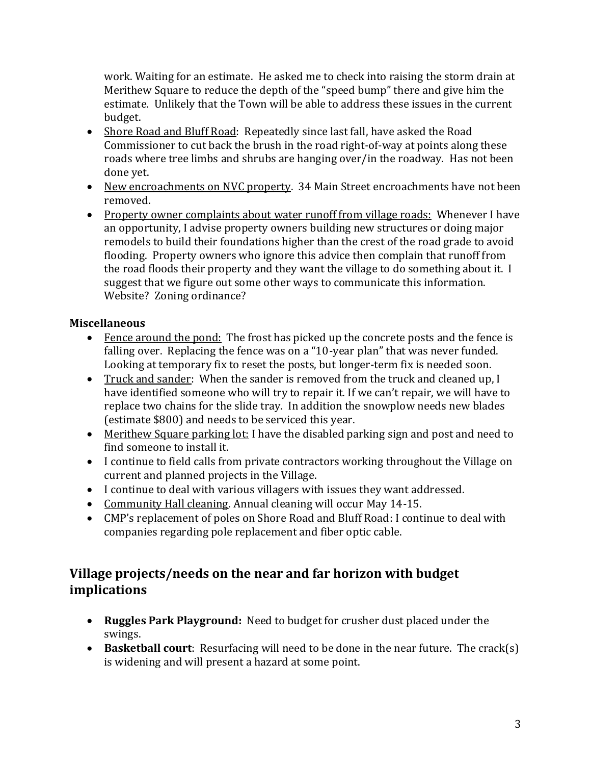work. Waiting for an estimate. He asked me to check into raising the storm drain at Merithew Square to reduce the depth of the "speed bump" there and give him the estimate. Unlikely that the Town will be able to address these issues in the current budget.

- <u>Shore Road and Bluff Road</u>: Repeatedly since last fall, have asked the Road Commissioner to cut back the brush in the road right-of-way at points along these roads where tree limbs and shrubs are hanging over/in the roadway. Has not been done yet.
- <u>New encroachments on NVC property</u>. 34 Main Street encroachments have not been removed.
- <u>Property owner complaints about water runoff from village roads:</u> Whenever I have an opportunity, I advise property owners building new structures or doing major remodels to build their foundations higher than the crest of the road grade to avoid flooding. Property owners who ignore this advice then complain that runoff from the road floods their property and they want the village to do something about it. I suggest that we figure out some other ways to communicate this information. Website? Zoning ordinance?

**Miscellaneous**

- <u>Fence around the pond:</u> The frost has picked up the concrete posts and the fence is falling over. Replacing the fence was on a "10-year plan" that was never funded. Looking at temporary fix to reset the posts, but longer-term fix is needed soon.
- <u>Truck and sander</u>: When the sander is removed from the truck and cleaned up, I have identified someone who will try to repair it. If we can't repair, we will have to replace two chains for the slide tray. In addition the snowplow needs new blades (estimate $800) and needs to be serviced this year.
- <u>Merithew Square parking lot:</u> I have the disabled parking sign and post and need to find someone to install it.
- I continue to field calls from private contractors working throughout the Village on current and planned projects in the Village.
- I continue to deal with various villagers with issues they want addressed.
- <u>Community Hall cleaning</u>. Annual cleaning will occur May 14-15.
- <u>CMP's replacement of poles on Shore Road and Bluff Road</u>: I continue to deal with companies regarding pole replacement and fiber optic cable.

## Village projects/needs on the near and far horizon with budget implications

- **Ruggles Park Playground:** Need to budget for crusher dust placed under the swings.
- **Basketball court**: Resurfacing will need to be done in the near future. The crack(s) is widening and will present a hazard at some point.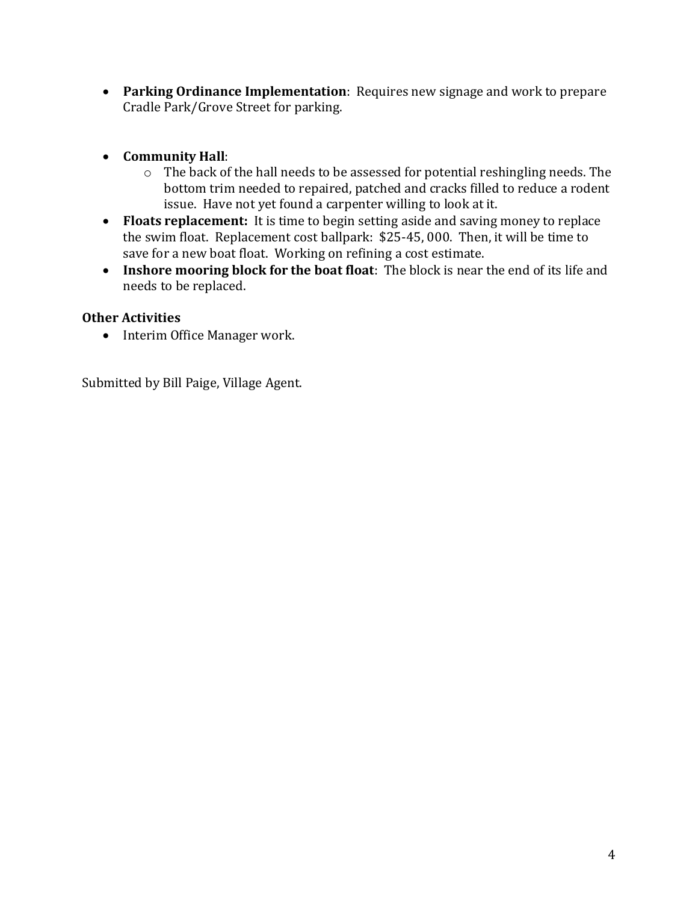- **Parking Ordinance Implementation**: Requires new signage and work to prepare Cradle Park/Grove Street for parking.

- **Community Hall**:
  - The back of the hall needs to be assessed for potential reshingling needs. The bottom trim needed to repaired, patched and cracks filled to reduce a rodent issue. Have not yet found a carpenter willing to look at it.
- **Floats replacement:** It is time to begin setting aside and saving money to replace the swim float. Replacement cost ballpark: $25-45, 000. Then, it will be time to save for a new boat float. Working on refining a cost estimate.
- **Inshore mooring block for the boat float**: The block is near the end of its life and needs to be replaced.

**Other Activities**

- Interim Office Manager work.

Submitted by Bill Paige, Village Agent.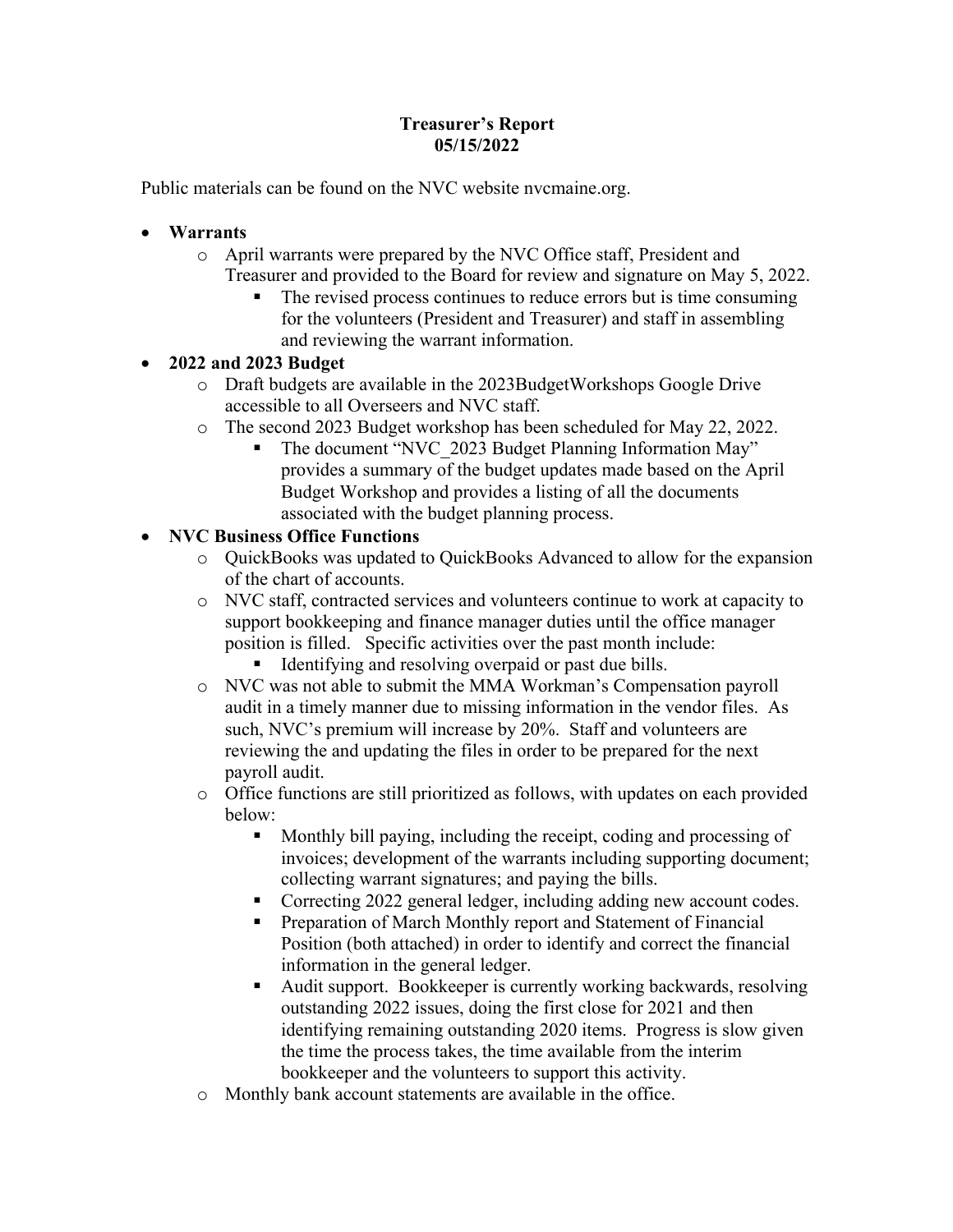**Treasurer's Report**
**05/15/2022**

Public materials can be found on the NVC website nvcmaine.org.

- **Warrants**
  - April warrants were prepared by the NVC Office staff, President and Treasurer and provided to the Board for review and signature on May 5, 2022.
    - The revised process continues to reduce errors but is time consuming for the volunteers (President and Treasurer) and staff in assembling and reviewing the warrant information.
- **2022 and 2023 Budget**
  - Draft budgets are available in the 2023BudgetWorkshops Google Drive accessible to all Overseers and NVC staff.
  - The second 2023 Budget workshop has been scheduled for May 22, 2022.
    - The document "NVC_2023 Budget Planning Information May" provides a summary of the budget updates made based on the April Budget Workshop and provides a listing of all the documents associated with the budget planning process.
- **NVC Business Office Functions**
  - QuickBooks was updated to QuickBooks Advanced to allow for the expansion of the chart of accounts.
  - NVC staff, contracted services and volunteers continue to work at capacity to support bookkeeping and finance manager duties until the office manager position is filled. Specific activities over the past month include:
    - Identifying and resolving overpaid or past due bills.
  - NVC was not able to submit the MMA Workman's Compensation payroll audit in a timely manner due to missing information in the vendor files. As such, NVC's premium will increase by 20%. Staff and volunteers are reviewing the and updating the files in order to be prepared for the next payroll audit.
  - Office functions are still prioritized as follows, with updates on each provided below:
    - Monthly bill paying, including the receipt, coding and processing of invoices; development of the warrants including supporting document; collecting warrant signatures; and paying the bills.
    - Correcting 2022 general ledger, including adding new account codes.
    - Preparation of March Monthly report and Statement of Financial Position (both attached) in order to identify and correct the financial information in the general ledger.
    - Audit support. Bookkeeper is currently working backwards, resolving outstanding 2022 issues, doing the first close for 2021 and then identifying remaining outstanding 2020 items. Progress is slow given the time the process takes, the time available from the interim bookkeeper and the volunteers to support this activity.
  - Monthly bank account statements are available in the office.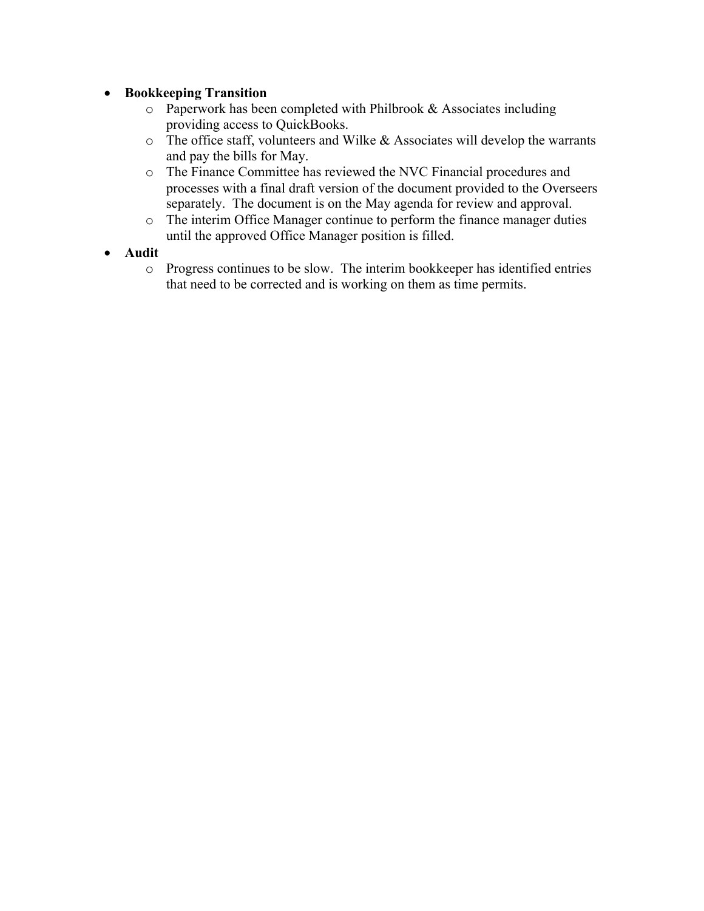- **Bookkeeping Transition**
  - Paperwork has been completed with Philbrook & Associates including providing access to QuickBooks.
  - The office staff, volunteers and Wilke & Associates will develop the warrants and pay the bills for May.
  - The Finance Committee has reviewed the NVC Financial procedures and processes with a final draft version of the document provided to the Overseers separately. The document is on the May agenda for review and approval.
  - The interim Office Manager continue to perform the finance manager duties until the approved Office Manager position is filled.
- **Audit**
  - Progress continues to be slow. The interim bookkeeper has identified entries that need to be corrected and is working on them as time permits.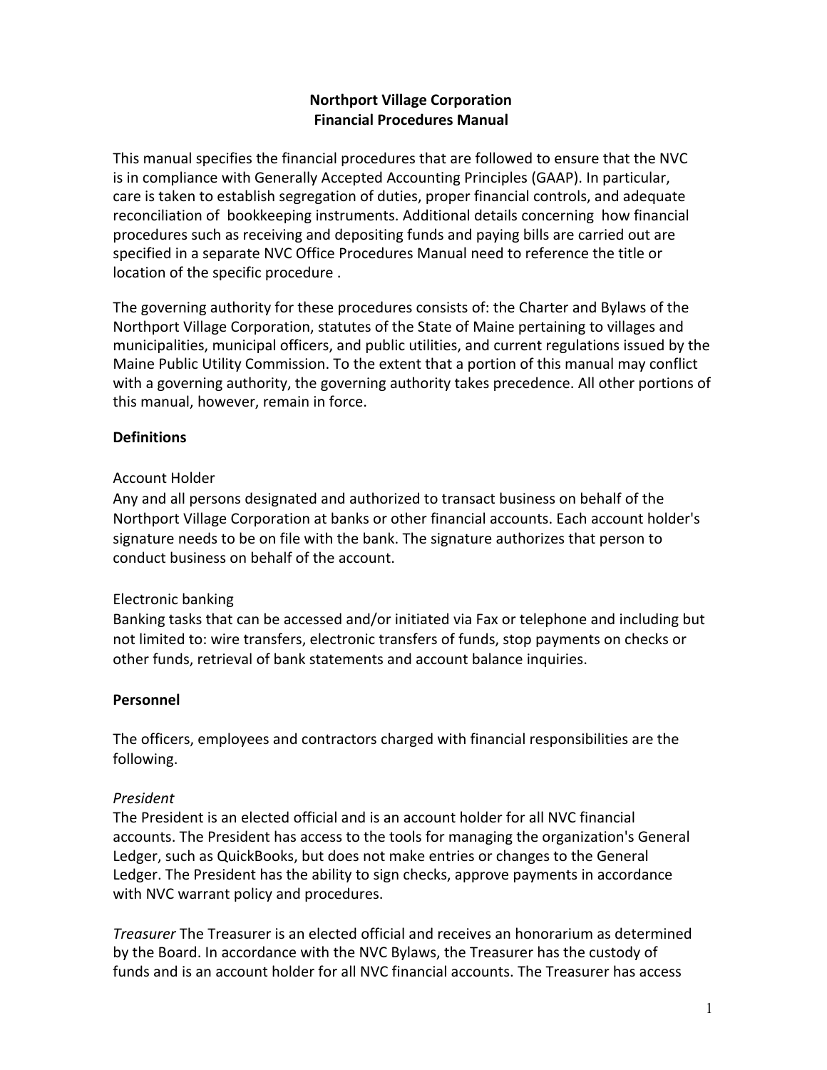# Northport Village Corporation
# Financial Procedures Manual

This manual specifies the financial procedures that are followed to ensure that the NVC is in compliance with Generally Accepted Accounting Principles (GAAP). In particular, care is taken to establish segregation of duties, proper financial controls, and adequate reconciliation of bookkeeping instruments. Additional details concerning how financial procedures such as receiving and depositing funds and paying bills are carried out are specified in a separate NVC Office Procedures Manual need to reference the title or location of the specific procedure .

The governing authority for these procedures consists of: the Charter and Bylaws of the Northport Village Corporation, statutes of the State of Maine pertaining to villages and municipalities, municipal officers, and public utilities, and current regulations issued by the Maine Public Utility Commission. To the extent that a portion of this manual may conflict with a governing authority, the governing authority takes precedence. All other portions of this manual, however, remain in force.

## Definitions

Account Holder
Any and all persons designated and authorized to transact business on behalf of the Northport Village Corporation at banks or other financial accounts. Each account holder's signature needs to be on file with the bank. The signature authorizes that person to conduct business on behalf of the account.

Electronic banking
Banking tasks that can be accessed and/or initiated via Fax or telephone and including but not limited to: wire transfers, electronic transfers of funds, stop payments on checks or other funds, retrieval of bank statements and account balance inquiries.

## Personnel

The officers, employees and contractors charged with financial responsibilities are the following.

*President*
The President is an elected official and is an account holder for all NVC financial accounts. The President has access to the tools for managing the organization's General Ledger, such as QuickBooks, but does not make entries or changes to the General Ledger. The President has the ability to sign checks, approve payments in accordance with NVC warrant policy and procedures.

*Treasurer* The Treasurer is an elected official and receives an honorarium as determined by the Board. In accordance with the NVC Bylaws, the Treasurer has the custody of funds and is an account holder for all NVC financial accounts. The Treasurer has access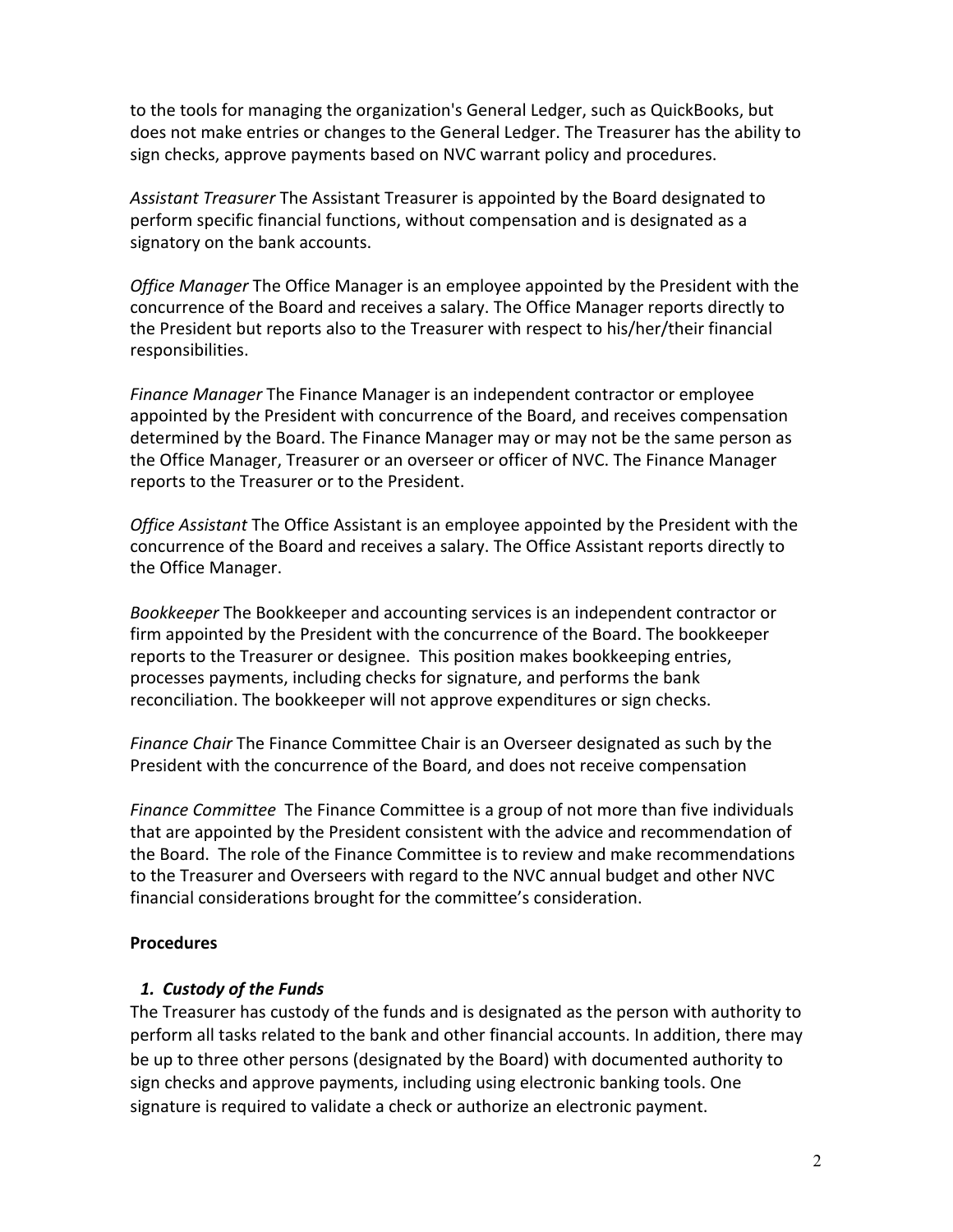to the tools for managing the organization's General Ledger, such as QuickBooks, but does not make entries or changes to the General Ledger. The Treasurer has the ability to sign checks, approve payments based on NVC warrant policy and procedures.

*Assistant Treasurer* The Assistant Treasurer is appointed by the Board designated to perform specific financial functions, without compensation and is designated as a signatory on the bank accounts.

*Office Manager* The Office Manager is an employee appointed by the President with the concurrence of the Board and receives a salary. The Office Manager reports directly to the President but reports also to the Treasurer with respect to his/her/their financial responsibilities.

*Finance Manager* The Finance Manager is an independent contractor or employee appointed by the President with concurrence of the Board, and receives compensation determined by the Board. The Finance Manager may or may not be the same person as the Office Manager, Treasurer or an overseer or officer of NVC. The Finance Manager reports to the Treasurer or to the President.

*Office Assistant* The Office Assistant is an employee appointed by the President with the concurrence of the Board and receives a salary. The Office Assistant reports directly to the Office Manager.

*Bookkeeper* The Bookkeeper and accounting services is an independent contractor or firm appointed by the President with the concurrence of the Board. The bookkeeper reports to the Treasurer or designee. This position makes bookkeeping entries, processes payments, including checks for signature, and performs the bank reconciliation. The bookkeeper will not approve expenditures or sign checks.

*Finance Chair* The Finance Committee Chair is an Overseer designated as such by the President with the concurrence of the Board, and does not receive compensation

*Finance Committee* The Finance Committee is a group of not more than five individuals that are appointed by the President consistent with the advice and recommendation of the Board. The role of the Finance Committee is to review and make recommendations to the Treasurer and Overseers with regard to the NVC annual budget and other NVC financial considerations brought for the committee's consideration.

**Procedures**

***1. Custody of the Funds***

The Treasurer has custody of the funds and is designated as the person with authority to perform all tasks related to the bank and other financial accounts. In addition, there may be up to three other persons (designated by the Board) with documented authority to sign checks and approve payments, including using electronic banking tools. One signature is required to validate a check or authorize an electronic payment.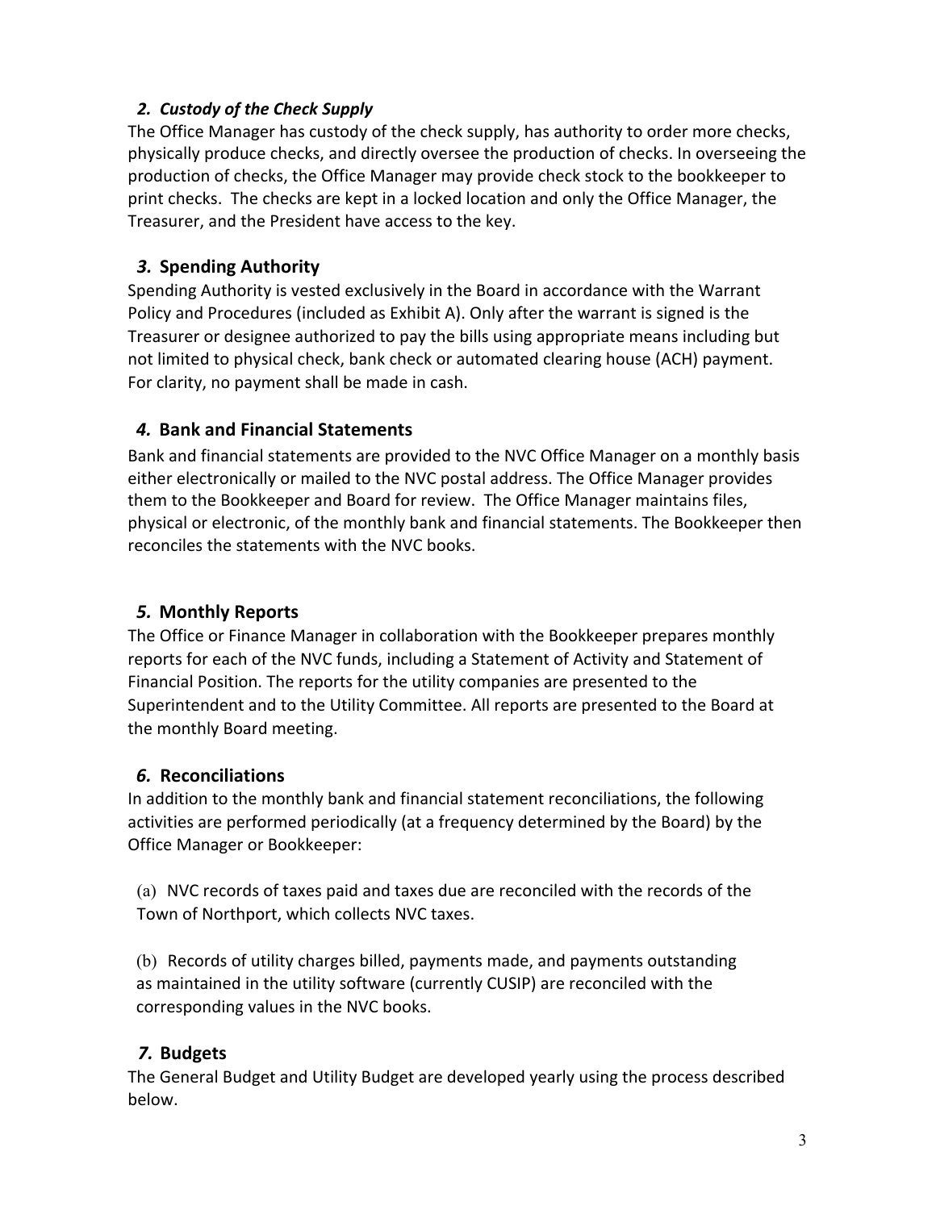### *2. Custody of the Check Supply*

The Office Manager has custody of the check supply, has authority to order more checks, physically produce checks, and directly oversee the production of checks. In overseeing the production of checks, the Office Manager may provide check stock to the bookkeeper to print checks. The checks are kept in a locked location and only the Office Manager, the Treasurer, and the President have access to the key.

### *3.* **Spending Authority**

Spending Authority is vested exclusively in the Board in accordance with the Warrant Policy and Procedures (included as Exhibit A). Only after the warrant is signed is the Treasurer or designee authorized to pay the bills using appropriate means including but not limited to physical check, bank check or automated clearing house (ACH) payment. For clarity, no payment shall be made in cash.

### *4.* **Bank and Financial Statements**

Bank and financial statements are provided to the NVC Office Manager on a monthly basis either electronically or mailed to the NVC postal address. The Office Manager provides them to the Bookkeeper and Board for review. The Office Manager maintains files, physical or electronic, of the monthly bank and financial statements. The Bookkeeper then reconciles the statements with the NVC books.

### *5.* **Monthly Reports**

The Office or Finance Manager in collaboration with the Bookkeeper prepares monthly reports for each of the NVC funds, including a Statement of Activity and Statement of Financial Position. The reports for the utility companies are presented to the Superintendent and to the Utility Committee. All reports are presented to the Board at the monthly Board meeting.

### *6.* **Reconciliations**

In addition to the monthly bank and financial statement reconciliations, the following activities are performed periodically (at a frequency determined by the Board) by the Office Manager or Bookkeeper:

(a) NVC records of taxes paid and taxes due are reconciled with the records of the Town of Northport, which collects NVC taxes.

(b) Records of utility charges billed, payments made, and payments outstanding as maintained in the utility software (currently CUSIP) are reconciled with the corresponding values in the NVC books.

### *7.* **Budgets**

The General Budget and Utility Budget are developed yearly using the process described below.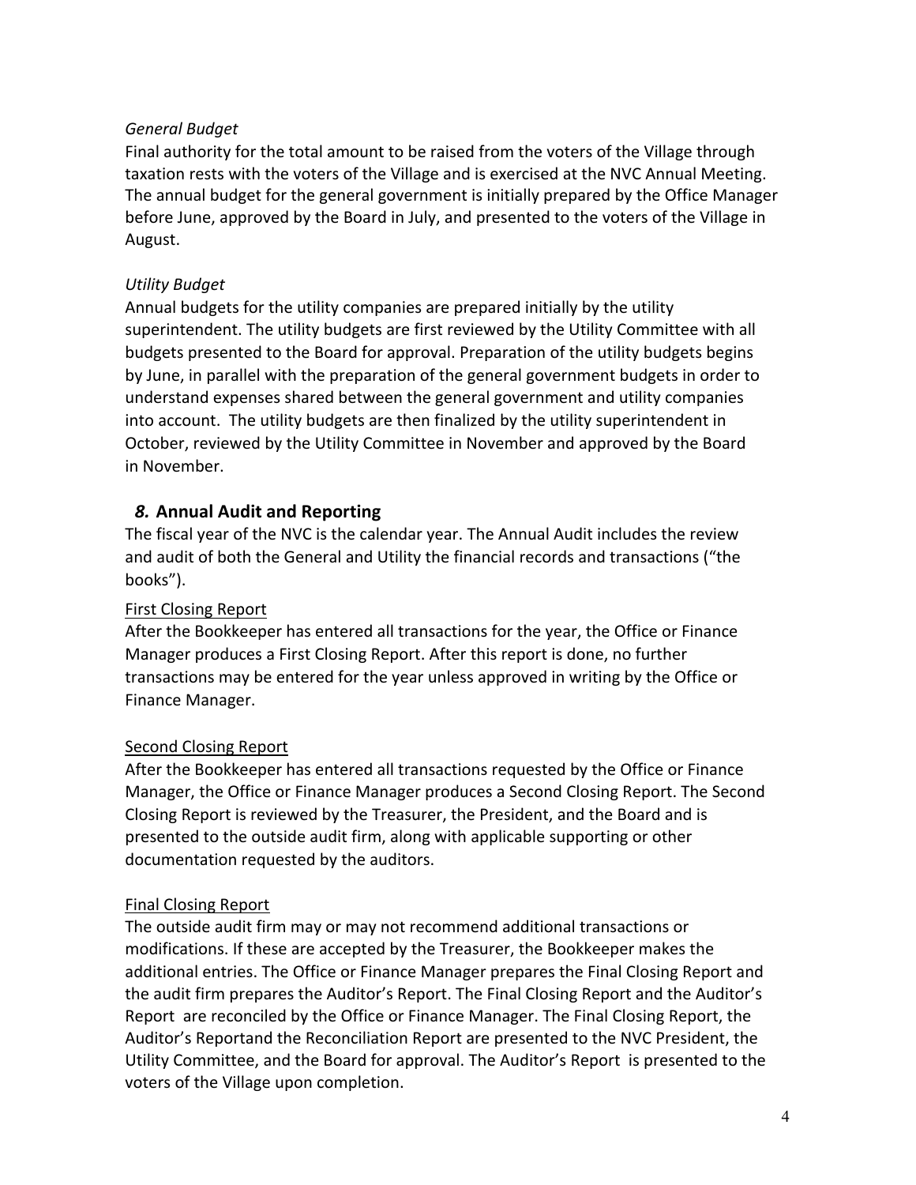*General Budget*

Final authority for the total amount to be raised from the voters of the Village through taxation rests with the voters of the Village and is exercised at the NVC Annual Meeting. The annual budget for the general government is initially prepared by the Office Manager before June, approved by the Board in July, and presented to the voters of the Village in August.

*Utility Budget*

Annual budgets for the utility companies are prepared initially by the utility superintendent. The utility budgets are first reviewed by the Utility Committee with all budgets presented to the Board for approval. Preparation of the utility budgets begins by June, in parallel with the preparation of the general government budgets in order to understand expenses shared between the general government and utility companies into account. The utility budgets are then finalized by the utility superintendent in October, reviewed by the Utility Committee in November and approved by the Board in November.

## *8.* Annual Audit and Reporting

The fiscal year of the NVC is the calendar year. The Annual Audit includes the review and audit of both the General and Utility the financial records and transactions ("the books").

<u>First Closing Report</u>

After the Bookkeeper has entered all transactions for the year, the Office or Finance Manager produces a First Closing Report. After this report is done, no further transactions may be entered for the year unless approved in writing by the Office or Finance Manager.

<u>Second Closing Report</u>

After the Bookkeeper has entered all transactions requested by the Office or Finance Manager, the Office or Finance Manager produces a Second Closing Report. The Second Closing Report is reviewed by the Treasurer, the President, and the Board and is presented to the outside audit firm, along with applicable supporting or other documentation requested by the auditors.

<u>Final Closing Report</u>

The outside audit firm may or may not recommend additional transactions or modifications. If these are accepted by the Treasurer, the Bookkeeper makes the additional entries. The Office or Finance Manager prepares the Final Closing Report and the audit firm prepares the Auditor's Report. The Final Closing Report and the Auditor's Report are reconciled by the Office or Finance Manager. The Final Closing Report, the Auditor's Reportand the Reconciliation Report are presented to the NVC President, the Utility Committee, and the Board for approval. The Auditor's Report is presented to the voters of the Village upon completion.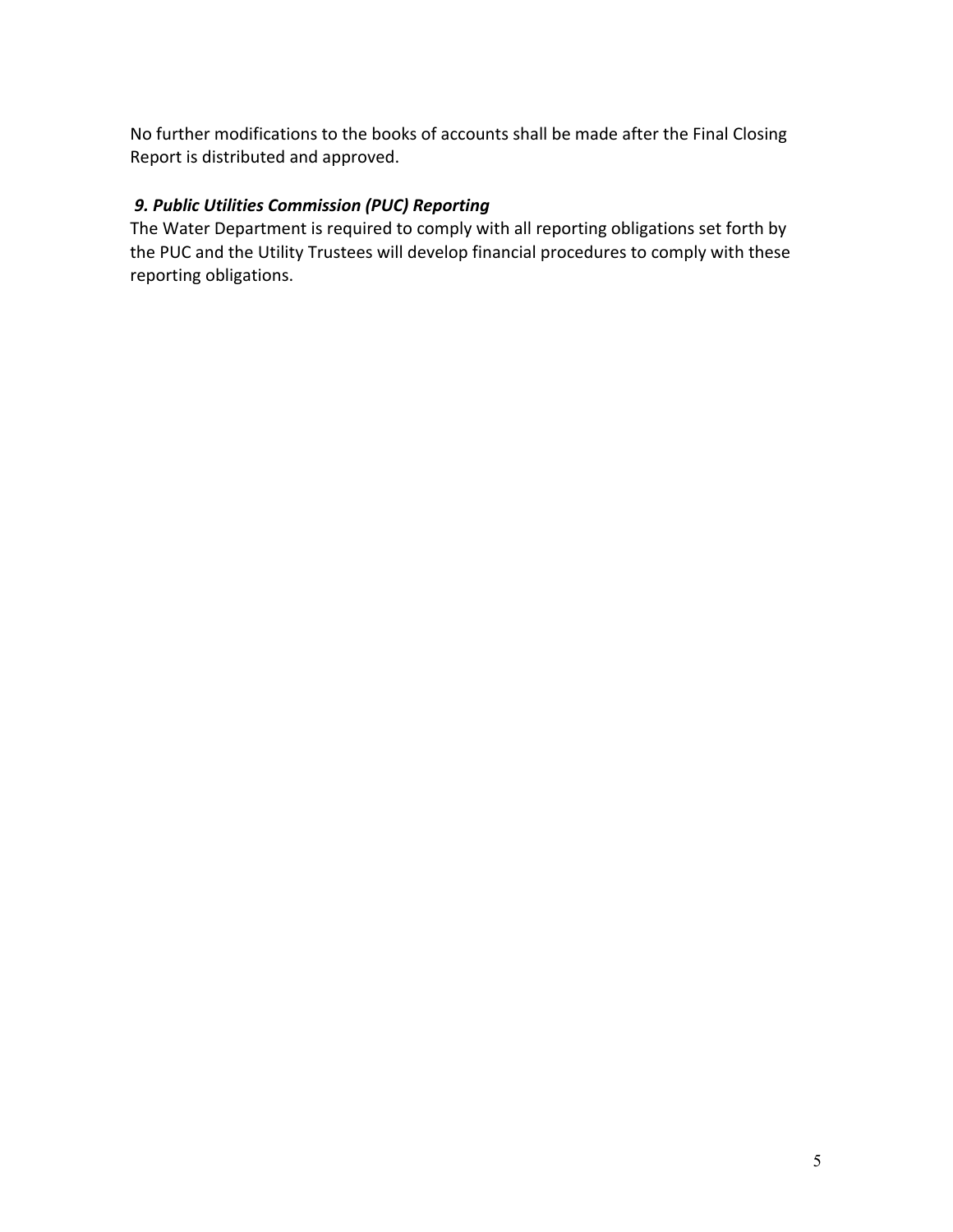No further modifications to the books of accounts shall be made after the Final Closing Report is distributed and approved.

### *9. Public Utilities Commission (PUC) Reporting*

The Water Department is required to comply with all reporting obligations set forth by the PUC and the Utility Trustees will develop financial procedures to comply with these reporting obligations.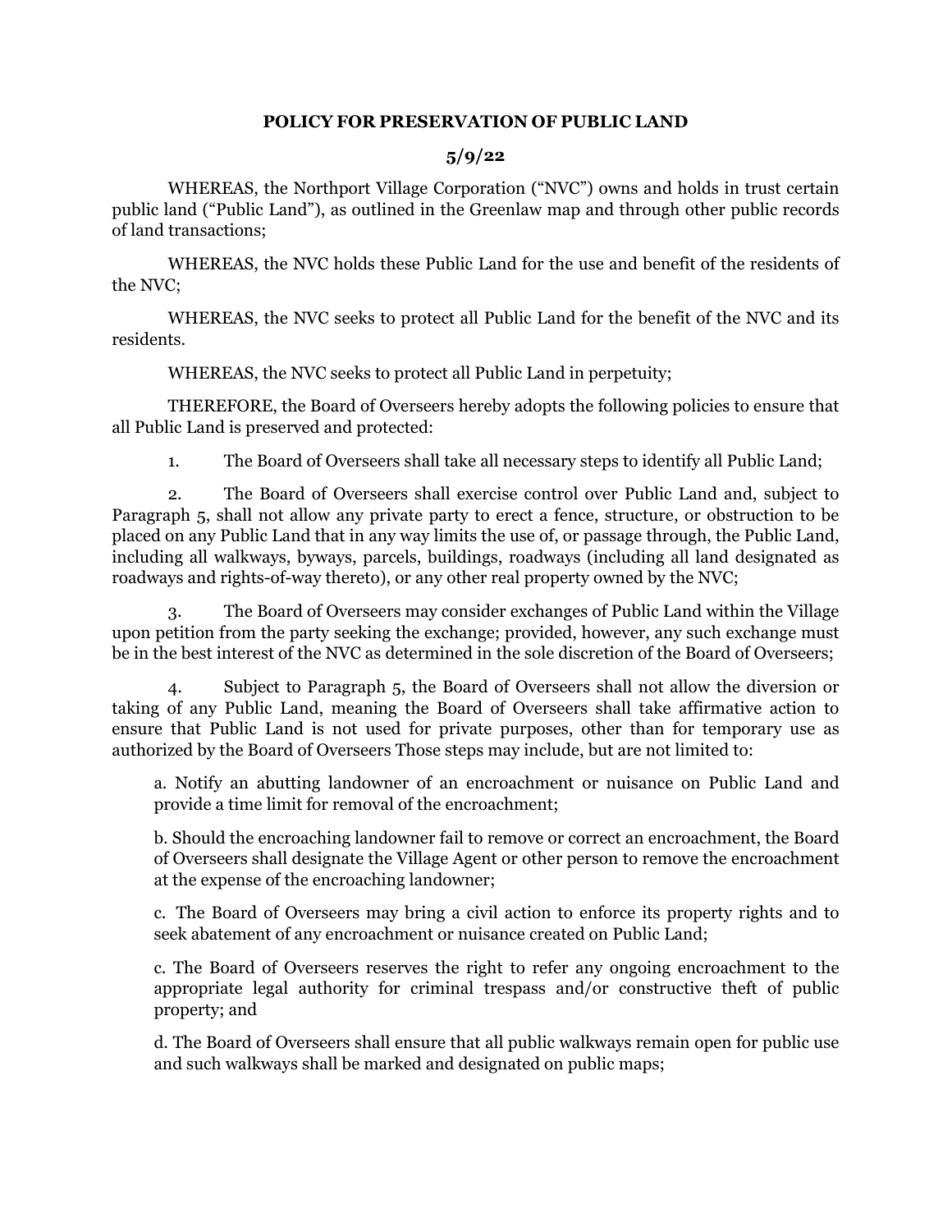**POLICY FOR PRESERVATION OF PUBLIC LAND**

**5/9/22**

WHEREAS, the Northport Village Corporation ("NVC") owns and holds in trust certain public land ("Public Land"), as outlined in the Greenlaw map and through other public records of land transactions;

WHEREAS, the NVC holds these Public Land for the use and benefit of the residents of the NVC;

WHEREAS, the NVC seeks to protect all Public Land for the benefit of the NVC and its residents.

WHEREAS, the NVC seeks to protect all Public Land in perpetuity;

THEREFORE, the Board of Overseers hereby adopts the following policies to ensure that all Public Land is preserved and protected:

1. The Board of Overseers shall take all necessary steps to identify all Public Land;

2. The Board of Overseers shall exercise control over Public Land and, subject to Paragraph 5, shall not allow any private party to erect a fence, structure, or obstruction to be placed on any Public Land that in any way limits the use of, or passage through, the Public Land, including all walkways, byways, parcels, buildings, roadways (including all land designated as roadways and rights-of-way thereto), or any other real property owned by the NVC;

3. The Board of Overseers may consider exchanges of Public Land within the Village upon petition from the party seeking the exchange; provided, however, any such exchange must be in the best interest of the NVC as determined in the sole discretion of the Board of Overseers;

4. Subject to Paragraph 5, the Board of Overseers shall not allow the diversion or taking of any Public Land, meaning the Board of Overseers shall take affirmative action to ensure that Public Land is not used for private purposes, other than for temporary use as authorized by the Board of Overseers Those steps may include, but are not limited to:

   a. Notify an abutting landowner of an encroachment or nuisance on Public Land and provide a time limit for removal of the encroachment;

   b. Should the encroaching landowner fail to remove or correct an encroachment, the Board of Overseers shall designate the Village Agent or other person to remove the encroachment at the expense of the encroaching landowner;

   c. The Board of Overseers may bring a civil action to enforce its property rights and to seek abatement of any encroachment or nuisance created on Public Land;

   c. The Board of Overseers reserves the right to refer any ongoing encroachment to the appropriate legal authority for criminal trespass and/or constructive theft of public property; and

   d. The Board of Overseers shall ensure that all public walkways remain open for public use and such walkways shall be marked and designated on public maps;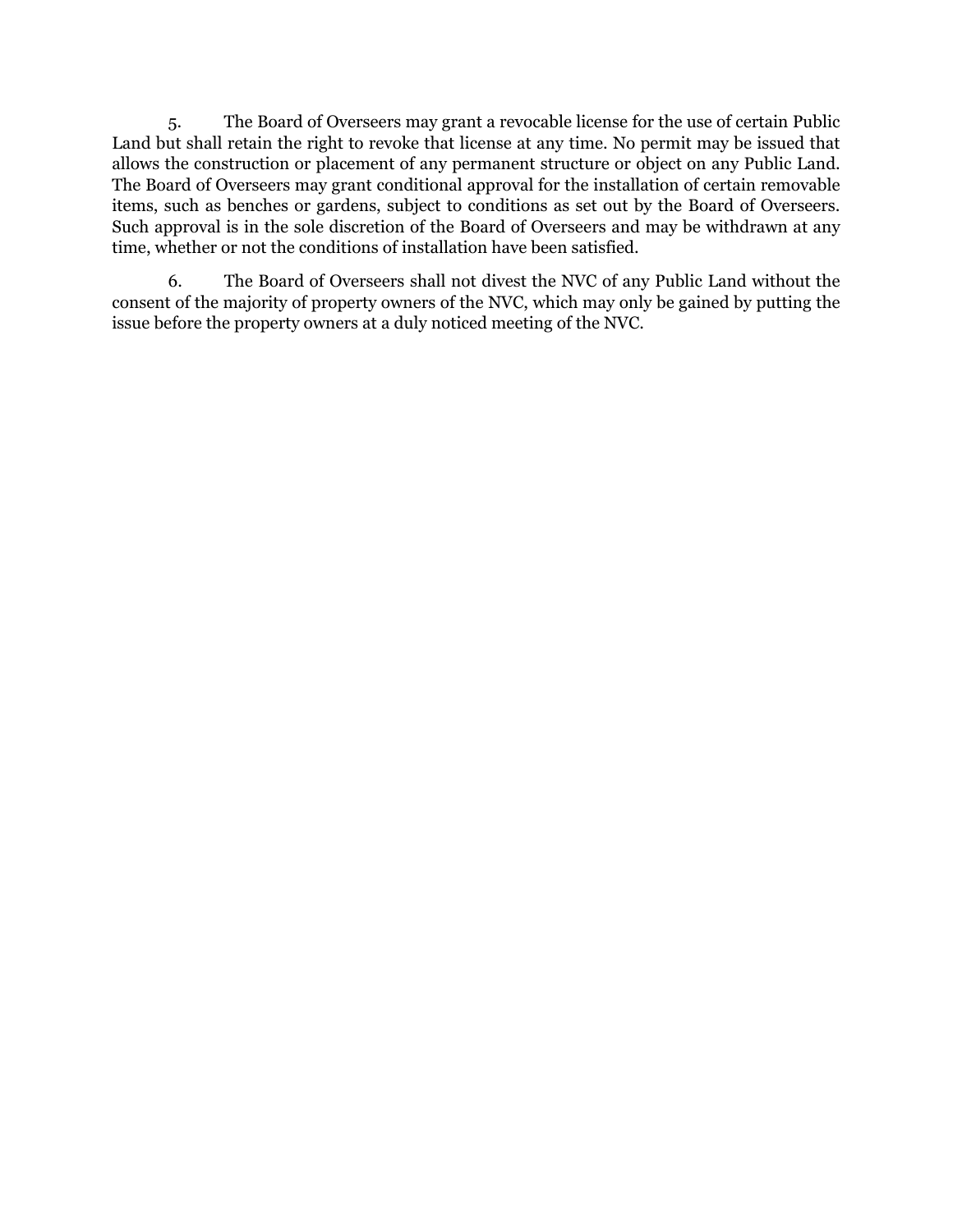5. The Board of Overseers may grant a revocable license for the use of certain Public Land but shall retain the right to revoke that license at any time. No permit may be issued that allows the construction or placement of any permanent structure or object on any Public Land. The Board of Overseers may grant conditional approval for the installation of certain removable items, such as benches or gardens, subject to conditions as set out by the Board of Overseers. Such approval is in the sole discretion of the Board of Overseers and may be withdrawn at any time, whether or not the conditions of installation have been satisfied.

6. The Board of Overseers shall not divest the NVC of any Public Land without the consent of the majority of property owners of the NVC, which may only be gained by putting the issue before the property owners at a duly noticed meeting of the NVC.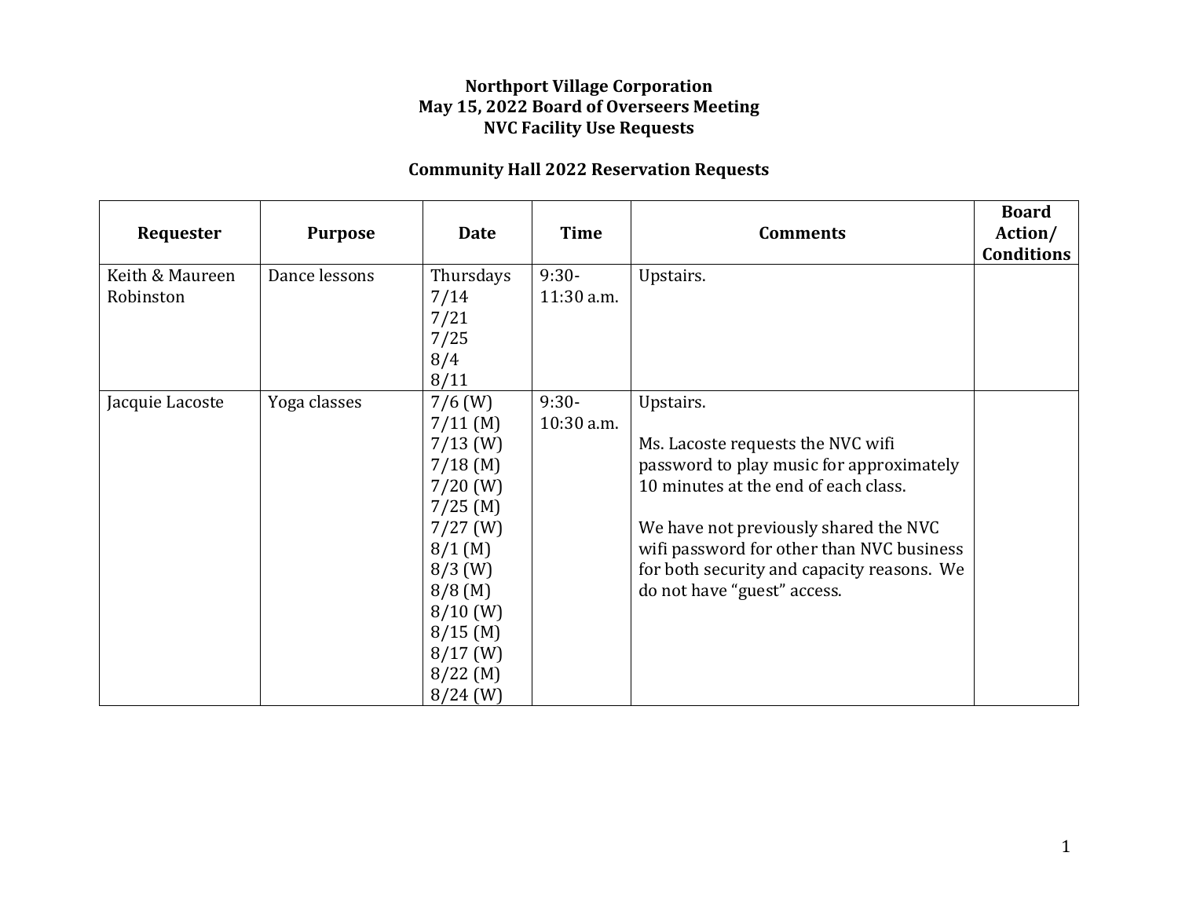**Northport Village Corporation**
**May 15, 2022 Board of Overseers Meeting**
**NVC Facility Use Requests**

**Community Hall 2022 Reservation Requests**

| Requester | Purpose | Date | Time | Comments | Board Action/ Conditions |
|---|---|---|---|---|---|
| Keith & Maureen Robinston | Dance lessons | Thursdays<br>7/14<br>7/21<br>7/25<br>8/4<br>8/11 | 9:30-11:30 a.m. | Upstairs. | |
| Jacquie Lacoste | Yoga classes | 7/6 (W)<br>7/11 (M)<br>7/13 (W)<br>7/18 (M)<br>7/20 (W)<br>7/25 (M)<br>7/27 (W)<br>8/1 (M)<br>8/3 (W)<br>8/8 (M)<br>8/10 (W)<br>8/15 (M)<br>8/17 (W)<br>8/22 (M)<br>8/24 (W) | 9:30-10:30 a.m. | Upstairs.<br><br>Ms. Lacoste requests the NVC wifi password to play music for approximately 10 minutes at the end of each class.<br><br>We have not previously shared the NVC wifi password for other than NVC business for both security and capacity reasons. We do not have "guest" access. | |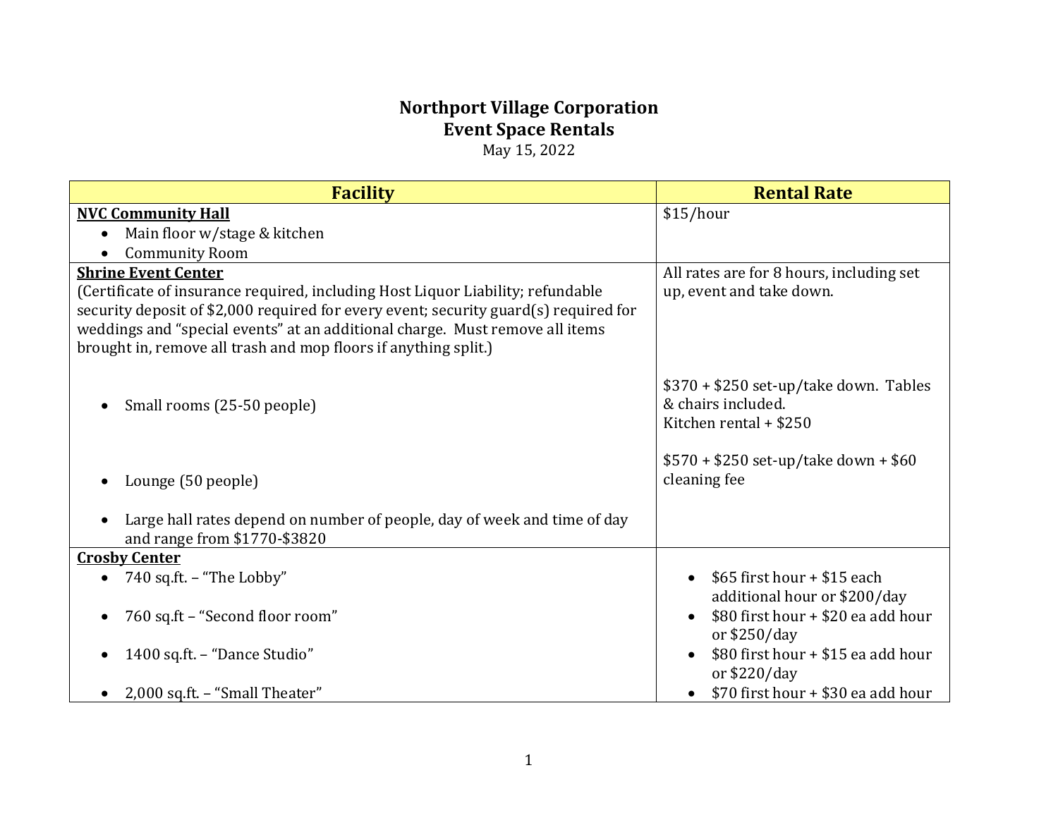**Northport Village Corporation**
**Event Space Rentals**
May 15, 2022

| Facility | Rental Rate |
|---|---|
| **NVC Community Hall**<br>• Main floor w/stage & kitchen<br>• Community Room | $15/hour |
| **Shrine Event Center**<br>(Certificate of insurance required, including Host Liquor Liability; refundable security deposit of $2,000 required for every event; security guard(s) required for weddings and "special events" at an additional charge. Must remove all items brought in, remove all trash and mop floors if anything split.) | All rates are for 8 hours, including set up, event and take down. |
| • Small rooms (25-50 people) | $370 + $250 set-up/take down. Tables & chairs included.<br>Kitchen rental + $250 |
| • Lounge (50 people) | $570 + $250 set-up/take down + $60 cleaning fee |
| • Large hall rates depend on number of people, day of week and time of day and range from $1770-$3820 | |
| **Crosby Center** | |
| • 740 sq.ft. – "The Lobby" | • $65 first hour + $15 each additional hour or $200/day |
| • 760 sq.ft – "Second floor room" | • $80 first hour + $20 ea add hour or $250/day |
| • 1400 sq.ft. – "Dance Studio" | • $80 first hour + $15 ea add hour or $220/day |
| • 2,000 sq.ft. – "Small Theater" | • $70 first hour + $30 ea add hour |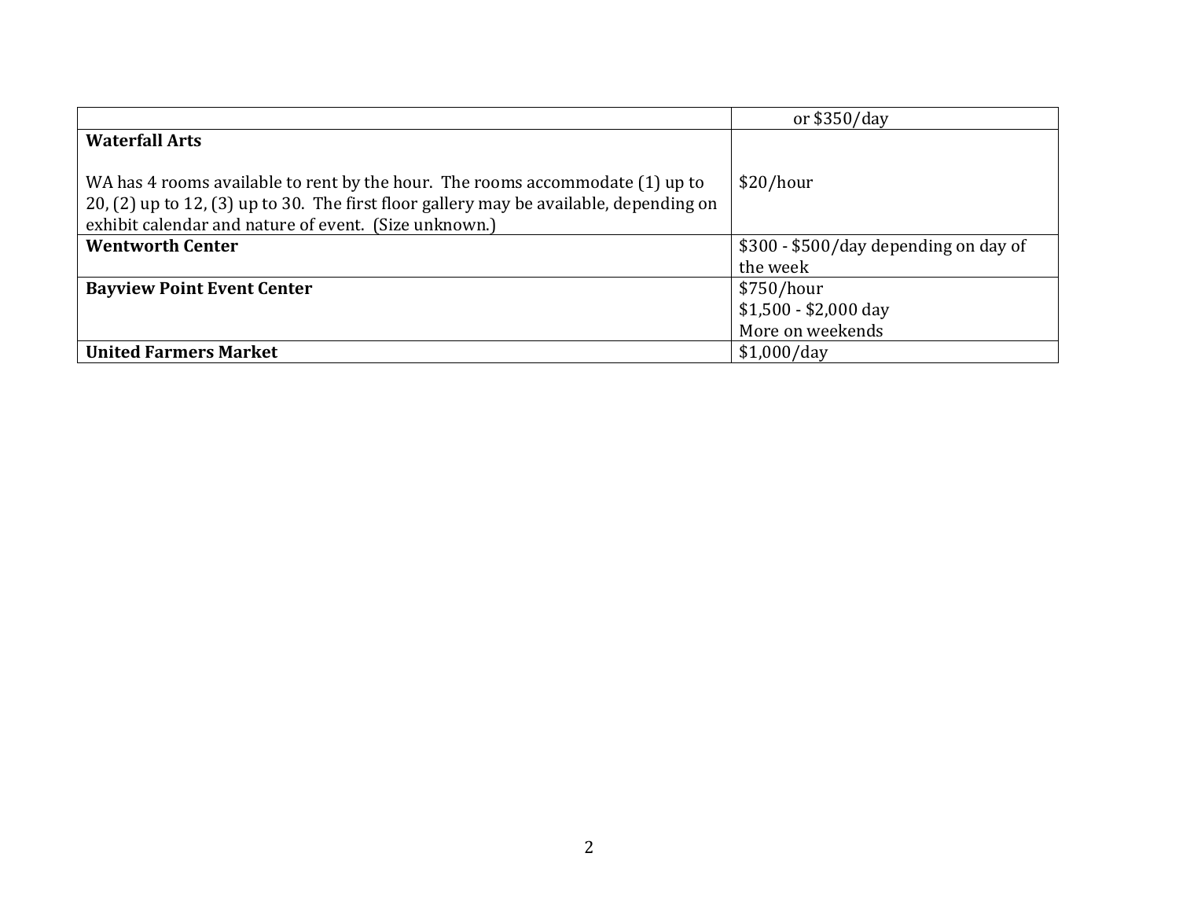| | |
|---|---|
| | or $350/day |
| **Waterfall Arts**<br><br>WA has 4 rooms available to rent by the hour. The rooms accommodate (1) up to 20, (2) up to 12, (3) up to 30. The first floor gallery may be available, depending on exhibit calendar and nature of event. (Size unknown.) | $20/hour |
| **Wentworth Center** | $300 - $500/day depending on day of the week |
| **Bayview Point Event Center** | $750/hour<br>$1,500 - $2,000 day<br>More on weekends |
| **United Farmers Market** | $1,000/day |